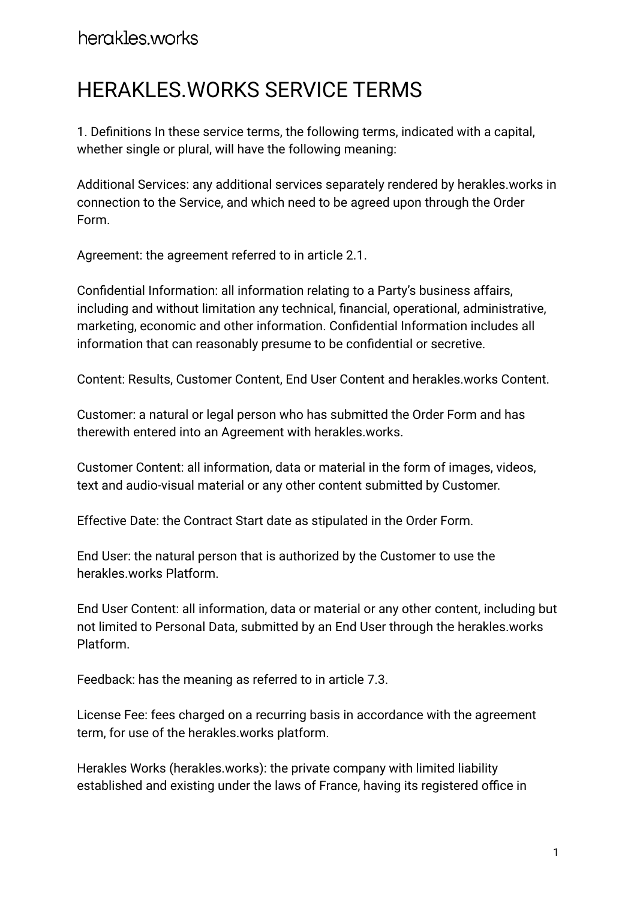# HERAKLES.WORKS SERVICE TERMS

1. Definitions In these service terms, the following terms, indicated with a capital, whether single or plural, will have the following meaning:

Additional Services: any additional services separately rendered by herakles.works in connection to the Service, and which need to be agreed upon through the Order Form.

Agreement: the agreement referred to in article 2.1.

Confidential Information: all information relating to a Party's business affairs, including and without limitation any technical, financial, operational, administrative, marketing, economic and other information. Confidential Information includes all information that can reasonably presume to be confidential or secretive.

Content: Results, Customer Content, End User Content and herakles.works Content.

Customer: a natural or legal person who has submitted the Order Form and has therewith entered into an Agreement with herakles.works.

Customer Content: all information, data or material in the form of images, videos, text and audio-visual material or any other content submitted by Customer.

Effective Date: the Contract Start date as stipulated in the Order Form.

End User: the natural person that is authorized by the Customer to use the herakles.works Platform.

End User Content: all information, data or material or any other content, including but not limited to Personal Data, submitted by an End User through the herakles.works Platform.

Feedback: has the meaning as referred to in article 7.3.

License Fee: fees charged on a recurring basis in accordance with the agreement term, for use of the herakles.works platform.

Herakles Works (herakles.works): the private company with limited liability established and existing under the laws of France, having its registered office in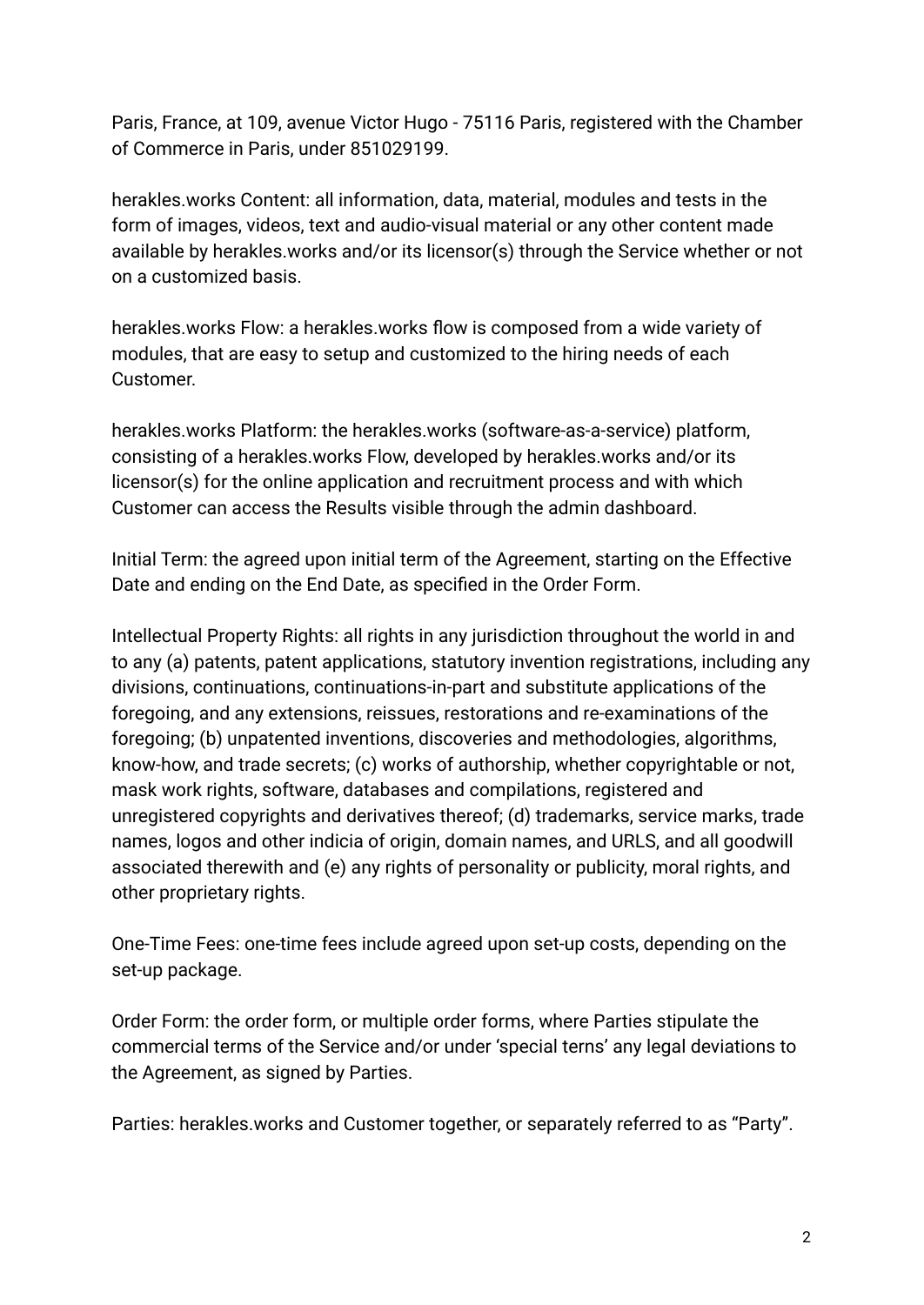Paris, France, at 109, avenue Victor Hugo - 75116 Paris, registered with the Chamber of Commerce in Paris, under 851029199.

herakles.works Content: all information, data, material, modules and tests in the form of images, videos, text and audio-visual material or any other content made available by herakles.works and/or its licensor(s) through the Service whether or not on a customized basis.

herakles.works Flow: a herakles.works flow is composed from a wide variety of modules, that are easy to setup and customized to the hiring needs of each Customer.

herakles.works Platform: the herakles.works (software-as-a-service) platform, consisting of a herakles.works Flow, developed by herakles.works and/or its licensor(s) for the online application and recruitment process and with which Customer can access the Results visible through the admin dashboard.

Initial Term: the agreed upon initial term of the Agreement, starting on the Effective Date and ending on the End Date, as specified in the Order Form.

Intellectual Property Rights: all rights in any jurisdiction throughout the world in and to any (a) patents, patent applications, statutory invention registrations, including any divisions, continuations, continuations-in-part and substitute applications of the foregoing, and any extensions, reissues, restorations and re-examinations of the foregoing; (b) unpatented inventions, discoveries and methodologies, algorithms, know-how, and trade secrets; (c) works of authorship, whether copyrightable or not, mask work rights, software, databases and compilations, registered and unregistered copyrights and derivatives thereof; (d) trademarks, service marks, trade names, logos and other indicia of origin, domain names, and URLS, and all goodwill associated therewith and (e) any rights of personality or publicity, moral rights, and other proprietary rights.

One-Time Fees: one-time fees include agreed upon set-up costs, depending on the set-up package.

Order Form: the order form, or multiple order forms, where Parties stipulate the commercial terms of the Service and/or under 'special terns' any legal deviations to the Agreement, as signed by Parties.

Parties: herakles.works and Customer together, or separately referred to as "Party".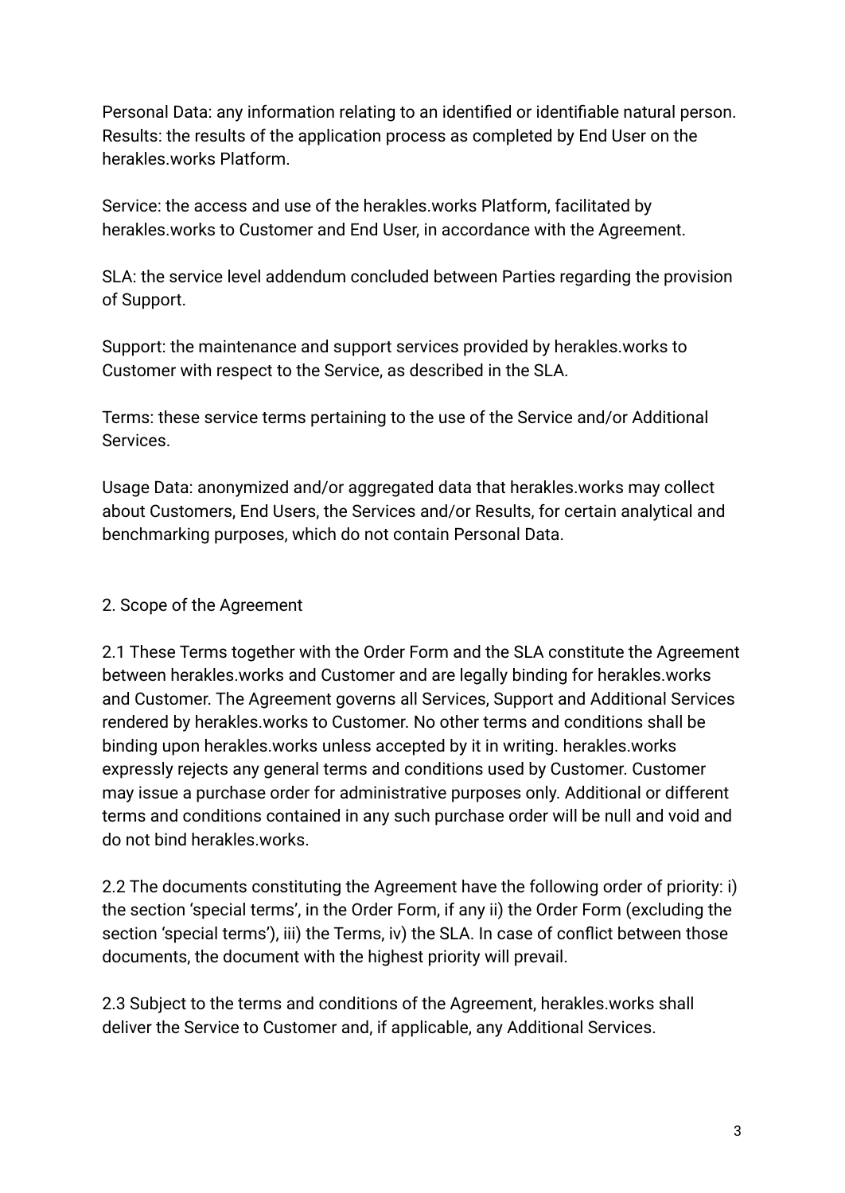Personal Data: any information relating to an identified or identifiable natural person.
Results: the results of the application process as completed by End User on the herakles.works Platform.

Service: the access and use of the herakles.works Platform, facilitated by herakles.works to Customer and End User, in accordance with the Agreement.

SLA: the service level addendum concluded between Parties regarding the provision of Support.

Support: the maintenance and support services provided by herakles.works to Customer with respect to the Service, as described in the SLA.

Terms: these service terms pertaining to the use of the Service and/or Additional Services.

Usage Data: anonymized and/or aggregated data that herakles.works may collect about Customers, End Users, the Services and/or Results, for certain analytical and benchmarking purposes, which do not contain Personal Data.

## 2. Scope of the Agreement

2.1 These Terms together with the Order Form and the SLA constitute the Agreement between herakles.works and Customer and are legally binding for herakles.works and Customer. The Agreement governs all Services, Support and Additional Services rendered by herakles.works to Customer. No other terms and conditions shall be binding upon herakles.works unless accepted by it in writing. herakles.works expressly rejects any general terms and conditions used by Customer. Customer may issue a purchase order for administrative purposes only. Additional or different terms and conditions contained in any such purchase order will be null and void and do not bind herakles.works.

2.2 The documents constituting the Agreement have the following order of priority: i) the section 'special terms', in the Order Form, if any ii) the Order Form (excluding the section 'special terms'), iii) the Terms, iv) the SLA. In case of conflict between those documents, the document with the highest priority will prevail.

2.3 Subject to the terms and conditions of the Agreement, herakles.works shall deliver the Service to Customer and, if applicable, any Additional Services.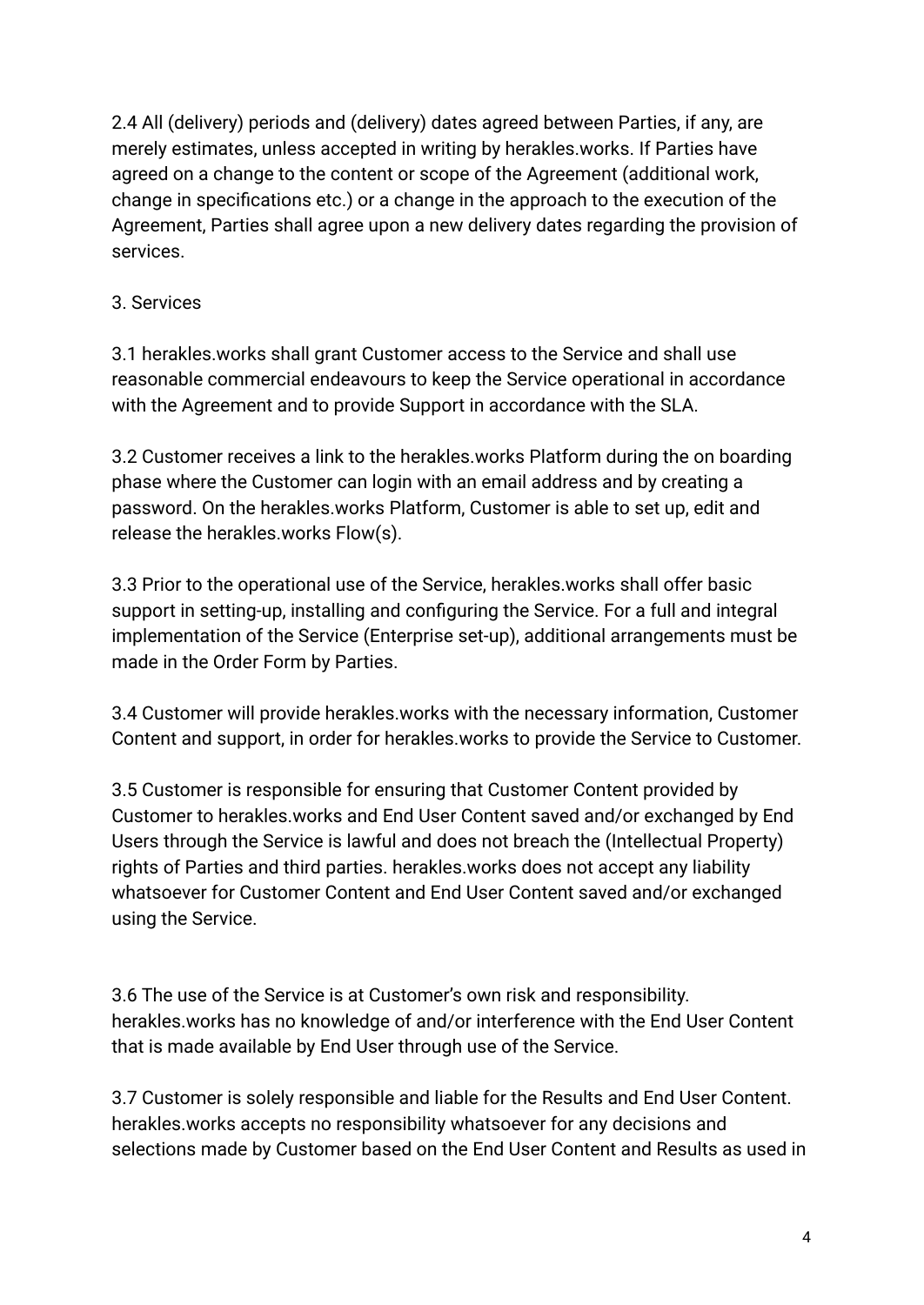2.4 All (delivery) periods and (delivery) dates agreed between Parties, if any, are merely estimates, unless accepted in writing by herakles.works. If Parties have agreed on a change to the content or scope of the Agreement (additional work, change in specifications etc.) or a change in the approach to the execution of the Agreement, Parties shall agree upon a new delivery dates regarding the provision of services.

## 3. Services

3.1 herakles.works shall grant Customer access to the Service and shall use reasonable commercial endeavours to keep the Service operational in accordance with the Agreement and to provide Support in accordance with the SLA.

3.2 Customer receives a link to the herakles.works Platform during the on boarding phase where the Customer can login with an email address and by creating a password. On the herakles.works Platform, Customer is able to set up, edit and release the herakles.works Flow(s).

3.3 Prior to the operational use of the Service, herakles.works shall offer basic support in setting-up, installing and configuring the Service. For a full and integral implementation of the Service (Enterprise set-up), additional arrangements must be made in the Order Form by Parties.

3.4 Customer will provide herakles.works with the necessary information, Customer Content and support, in order for herakles.works to provide the Service to Customer.

3.5 Customer is responsible for ensuring that Customer Content provided by Customer to herakles.works and End User Content saved and/or exchanged by End Users through the Service is lawful and does not breach the (Intellectual Property) rights of Parties and third parties. herakles.works does not accept any liability whatsoever for Customer Content and End User Content saved and/or exchanged using the Service.

3.6 The use of the Service is at Customer's own risk and responsibility. herakles.works has no knowledge of and/or interference with the End User Content that is made available by End User through use of the Service.

3.7 Customer is solely responsible and liable for the Results and End User Content. herakles.works accepts no responsibility whatsoever for any decisions and selections made by Customer based on the End User Content and Results as used in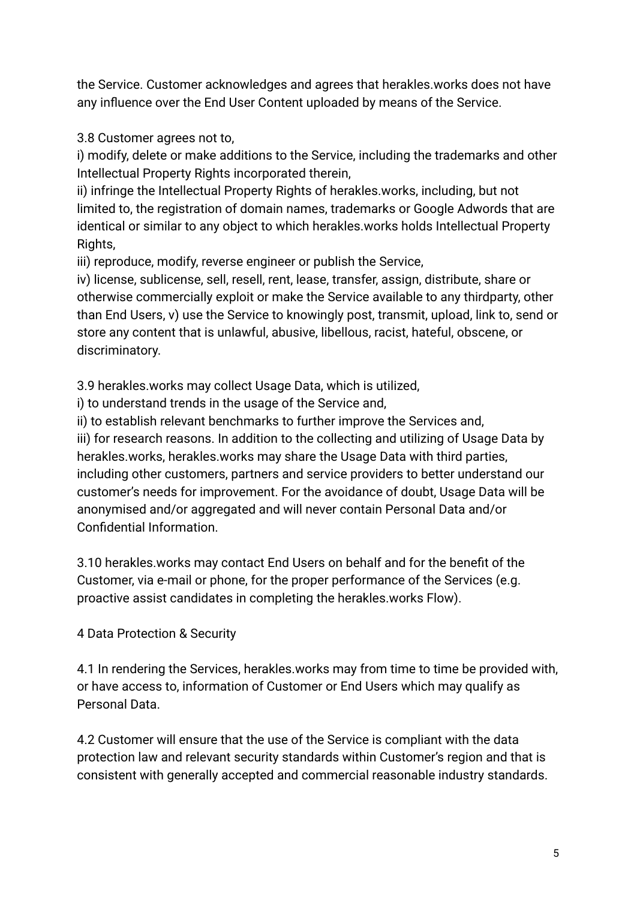the Service. Customer acknowledges and agrees that herakles.works does not have any influence over the End User Content uploaded by means of the Service.

3.8 Customer agrees not to,
i) modify, delete or make additions to the Service, including the trademarks and other Intellectual Property Rights incorporated therein,
ii) infringe the Intellectual Property Rights of herakles.works, including, but not limited to, the registration of domain names, trademarks or Google Adwords that are identical or similar to any object to which herakles.works holds Intellectual Property Rights,
iii) reproduce, modify, reverse engineer or publish the Service,
iv) license, sublicense, sell, resell, rent, lease, transfer, assign, distribute, share or otherwise commercially exploit or make the Service available to any thirdparty, other than End Users, v) use the Service to knowingly post, transmit, upload, link to, send or store any content that is unlawful, abusive, libellous, racist, hateful, obscene, or discriminatory.

3.9 herakles.works may collect Usage Data, which is utilized,
i) to understand trends in the usage of the Service and,
ii) to establish relevant benchmarks to further improve the Services and,
iii) for research reasons. In addition to the collecting and utilizing of Usage Data by herakles.works, herakles.works may share the Usage Data with third parties, including other customers, partners and service providers to better understand our customer's needs for improvement. For the avoidance of doubt, Usage Data will be anonymised and/or aggregated and will never contain Personal Data and/or Confidential Information.

3.10 herakles.works may contact End Users on behalf and for the benefit of the Customer, via e-mail or phone, for the proper performance of the Services (e.g. proactive assist candidates in completing the herakles.works Flow).

## 4 Data Protection & Security

4.1 In rendering the Services, herakles.works may from time to time be provided with, or have access to, information of Customer or End Users which may qualify as Personal Data.

4.2 Customer will ensure that the use of the Service is compliant with the data protection law and relevant security standards within Customer's region and that is consistent with generally accepted and commercial reasonable industry standards.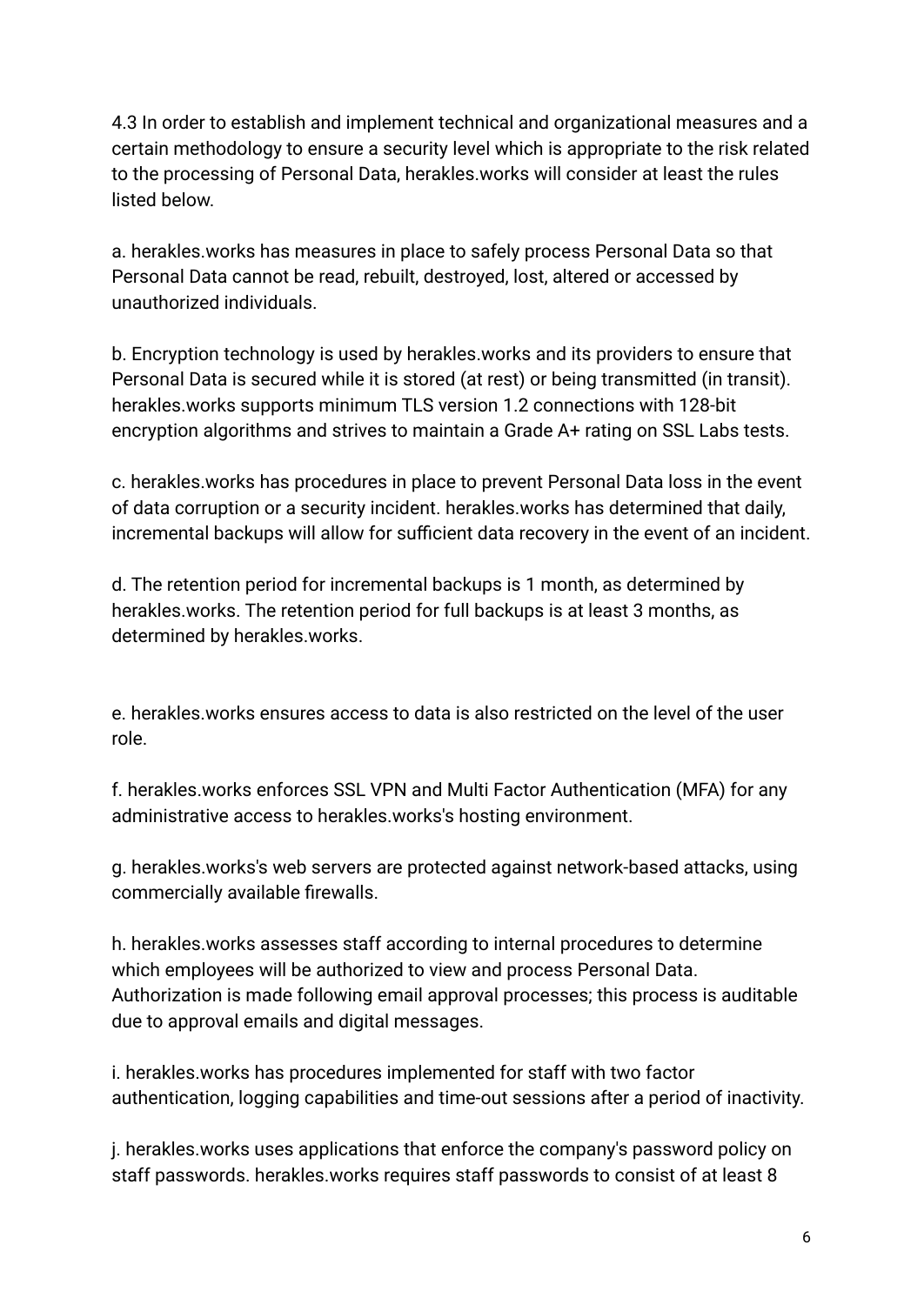4.3 In order to establish and implement technical and organizational measures and a certain methodology to ensure a security level which is appropriate to the risk related to the processing of Personal Data, herakles.works will consider at least the rules listed below.

a. herakles.works has measures in place to safely process Personal Data so that Personal Data cannot be read, rebuilt, destroyed, lost, altered or accessed by unauthorized individuals.

b. Encryption technology is used by herakles.works and its providers to ensure that Personal Data is secured while it is stored (at rest) or being transmitted (in transit). herakles.works supports minimum TLS version 1.2 connections with 128-bit encryption algorithms and strives to maintain a Grade A+ rating on SSL Labs tests.

c. herakles.works has procedures in place to prevent Personal Data loss in the event of data corruption or a security incident. herakles.works has determined that daily, incremental backups will allow for sufficient data recovery in the event of an incident.

d. The retention period for incremental backups is 1 month, as determined by herakles.works. The retention period for full backups is at least 3 months, as determined by herakles.works.

e. herakles.works ensures access to data is also restricted on the level of the user role.

f. herakles.works enforces SSL VPN and Multi Factor Authentication (MFA) for any administrative access to herakles.works's hosting environment.

g. herakles.works's web servers are protected against network-based attacks, using commercially available firewalls.

h. herakles.works assesses staff according to internal procedures to determine which employees will be authorized to view and process Personal Data. Authorization is made following email approval processes; this process is auditable due to approval emails and digital messages.

i. herakles.works has procedures implemented for staff with two factor authentication, logging capabilities and time-out sessions after a period of inactivity.

j. herakles.works uses applications that enforce the company's password policy on staff passwords. herakles.works requires staff passwords to consist of at least 8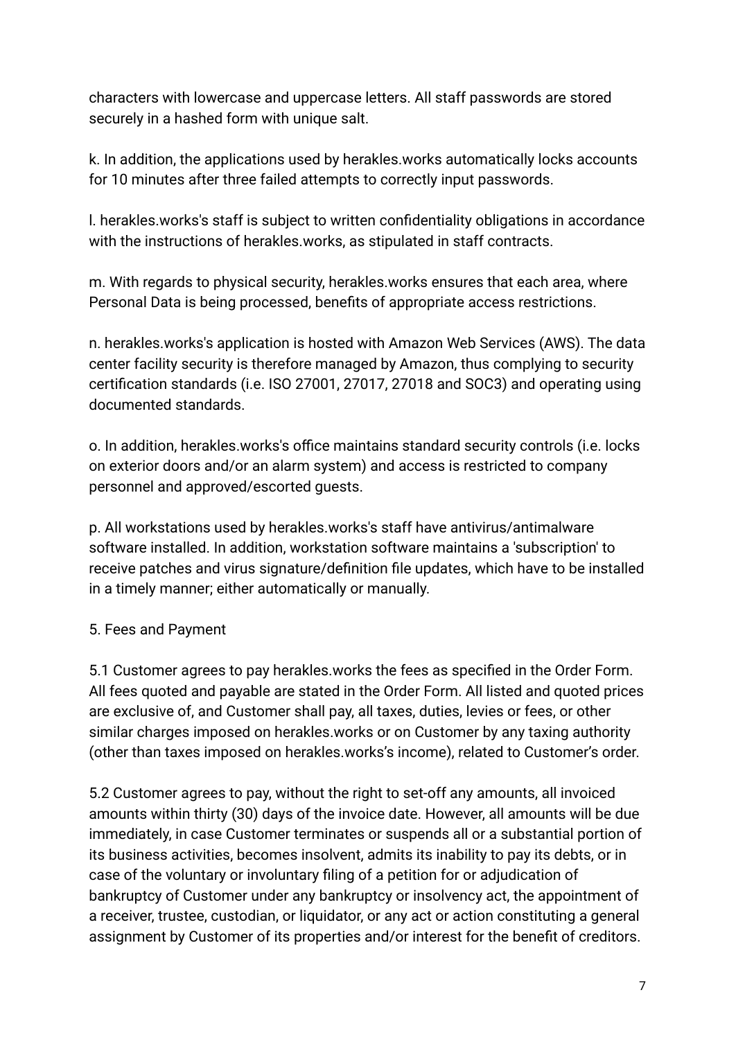characters with lowercase and uppercase letters. All staff passwords are stored securely in a hashed form with unique salt.

k. In addition, the applications used by herakles.works automatically locks accounts for 10 minutes after three failed attempts to correctly input passwords.

l. herakles.works's staff is subject to written confidentiality obligations in accordance with the instructions of herakles.works, as stipulated in staff contracts.

m. With regards to physical security, herakles.works ensures that each area, where Personal Data is being processed, benefits of appropriate access restrictions.

n. herakles.works's application is hosted with Amazon Web Services (AWS). The data center facility security is therefore managed by Amazon, thus complying to security certification standards (i.e. ISO 27001, 27017, 27018 and SOC3) and operating using documented standards.

o. In addition, herakles.works's office maintains standard security controls (i.e. locks on exterior doors and/or an alarm system) and access is restricted to company personnel and approved/escorted guests.

p. All workstations used by herakles.works's staff have antivirus/antimalware software installed. In addition, workstation software maintains a 'subscription' to receive patches and virus signature/definition file updates, which have to be installed in a timely manner; either automatically or manually.

## 5. Fees and Payment

5.1 Customer agrees to pay herakles.works the fees as specified in the Order Form. All fees quoted and payable are stated in the Order Form. All listed and quoted prices are exclusive of, and Customer shall pay, all taxes, duties, levies or fees, or other similar charges imposed on herakles.works or on Customer by any taxing authority (other than taxes imposed on herakles.works's income), related to Customer's order.

5.2 Customer agrees to pay, without the right to set-off any amounts, all invoiced amounts within thirty (30) days of the invoice date. However, all amounts will be due immediately, in case Customer terminates or suspends all or a substantial portion of its business activities, becomes insolvent, admits its inability to pay its debts, or in case of the voluntary or involuntary filing of a petition for or adjudication of bankruptcy of Customer under any bankruptcy or insolvency act, the appointment of a receiver, trustee, custodian, or liquidator, or any act or action constituting a general assignment by Customer of its properties and/or interest for the benefit of creditors.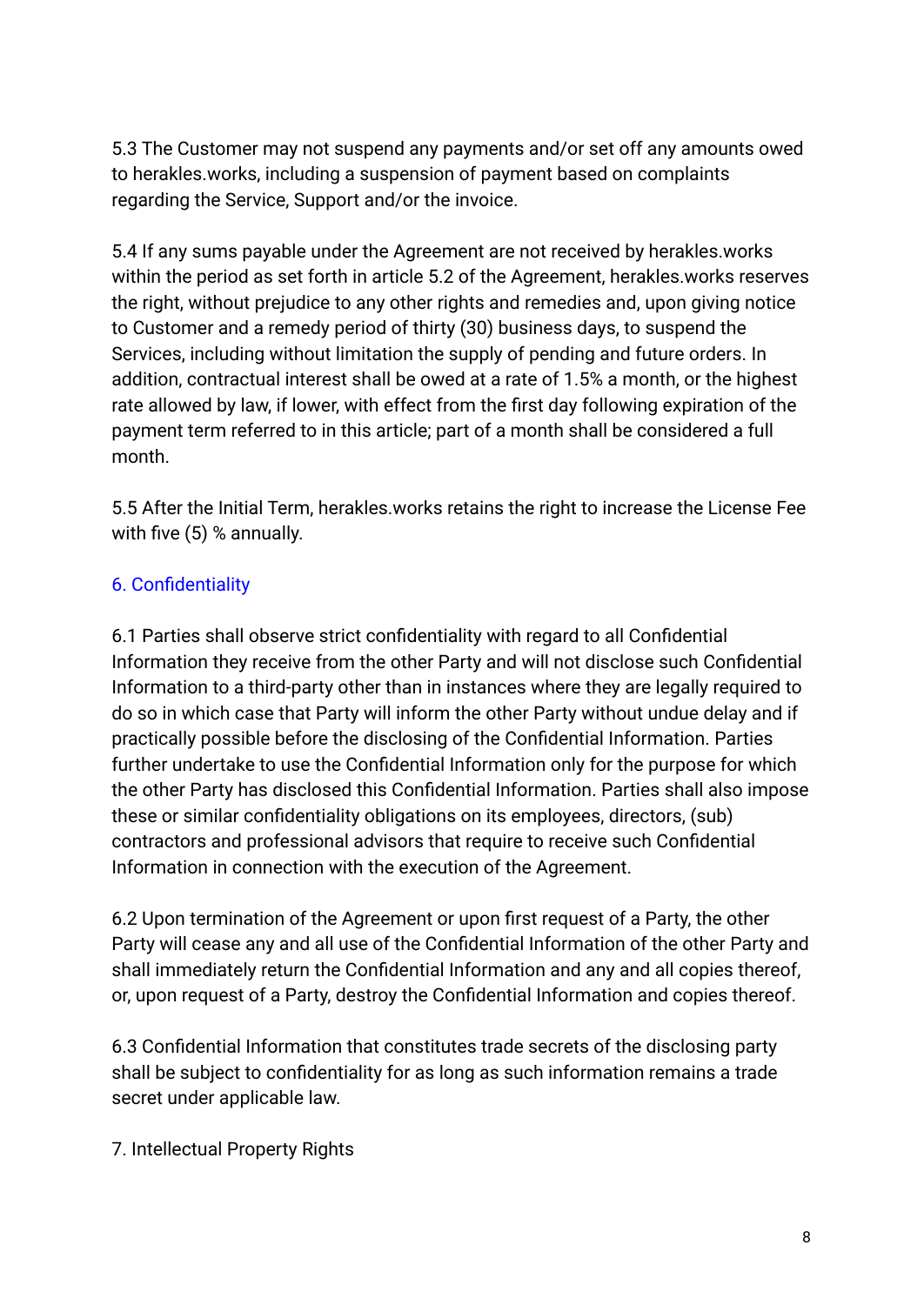5.3 The Customer may not suspend any payments and/or set off any amounts owed to herakles.works, including a suspension of payment based on complaints regarding the Service, Support and/or the invoice.

5.4 If any sums payable under the Agreement are not received by herakles.works within the period as set forth in article 5.2 of the Agreement, herakles.works reserves the right, without prejudice to any other rights and remedies and, upon giving notice to Customer and a remedy period of thirty (30) business days, to suspend the Services, including without limitation the supply of pending and future orders. In addition, contractual interest shall be owed at a rate of 1.5% a month, or the highest rate allowed by law, if lower, with effect from the first day following expiration of the payment term referred to in this article; part of a month shall be considered a full month.

5.5 After the Initial Term, herakles.works retains the right to increase the License Fee with five (5) % annually.

## 6. Confidentiality

6.1 Parties shall observe strict confidentiality with regard to all Confidential Information they receive from the other Party and will not disclose such Confidential Information to a third-party other than in instances where they are legally required to do so in which case that Party will inform the other Party without undue delay and if practically possible before the disclosing of the Confidential Information. Parties further undertake to use the Confidential Information only for the purpose for which the other Party has disclosed this Confidential Information. Parties shall also impose these or similar confidentiality obligations on its employees, directors, (sub) contractors and professional advisors that require to receive such Confidential Information in connection with the execution of the Agreement.

6.2 Upon termination of the Agreement or upon first request of a Party, the other Party will cease any and all use of the Confidential Information of the other Party and shall immediately return the Confidential Information and any and all copies thereof, or, upon request of a Party, destroy the Confidential Information and copies thereof.

6.3 Confidential Information that constitutes trade secrets of the disclosing party shall be subject to confidentiality for as long as such information remains a trade secret under applicable law.

## 7. Intellectual Property Rights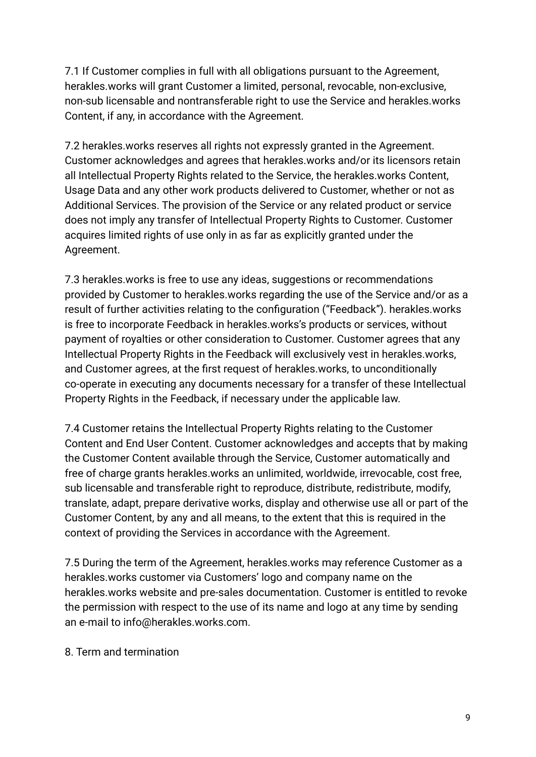7.1 If Customer complies in full with all obligations pursuant to the Agreement, herakles.works will grant Customer a limited, personal, revocable, non-exclusive, non-sub licensable and nontransferable right to use the Service and herakles.works Content, if any, in accordance with the Agreement.

7.2 herakles.works reserves all rights not expressly granted in the Agreement. Customer acknowledges and agrees that herakles.works and/or its licensors retain all Intellectual Property Rights related to the Service, the herakles.works Content, Usage Data and any other work products delivered to Customer, whether or not as Additional Services. The provision of the Service or any related product or service does not imply any transfer of Intellectual Property Rights to Customer. Customer acquires limited rights of use only in as far as explicitly granted under the Agreement.

7.3 herakles.works is free to use any ideas, suggestions or recommendations provided by Customer to herakles.works regarding the use of the Service and/or as a result of further activities relating to the configuration ("Feedback"). herakles.works is free to incorporate Feedback in herakles.works's products or services, without payment of royalties or other consideration to Customer. Customer agrees that any Intellectual Property Rights in the Feedback will exclusively vest in herakles.works, and Customer agrees, at the first request of herakles.works, to unconditionally co-operate in executing any documents necessary for a transfer of these Intellectual Property Rights in the Feedback, if necessary under the applicable law.

7.4 Customer retains the Intellectual Property Rights relating to the Customer Content and End User Content. Customer acknowledges and accepts that by making the Customer Content available through the Service, Customer automatically and free of charge grants herakles.works an unlimited, worldwide, irrevocable, cost free, sub licensable and transferable right to reproduce, distribute, redistribute, modify, translate, adapt, prepare derivative works, display and otherwise use all or part of the Customer Content, by any and all means, to the extent that this is required in the context of providing the Services in accordance with the Agreement.

7.5 During the term of the Agreement, herakles.works may reference Customer as a herakles.works customer via Customers' logo and company name on the herakles.works website and pre-sales documentation. Customer is entitled to revoke the permission with respect to the use of its name and logo at any time by sending an e-mail to info@herakles.works.com.

8. Term and termination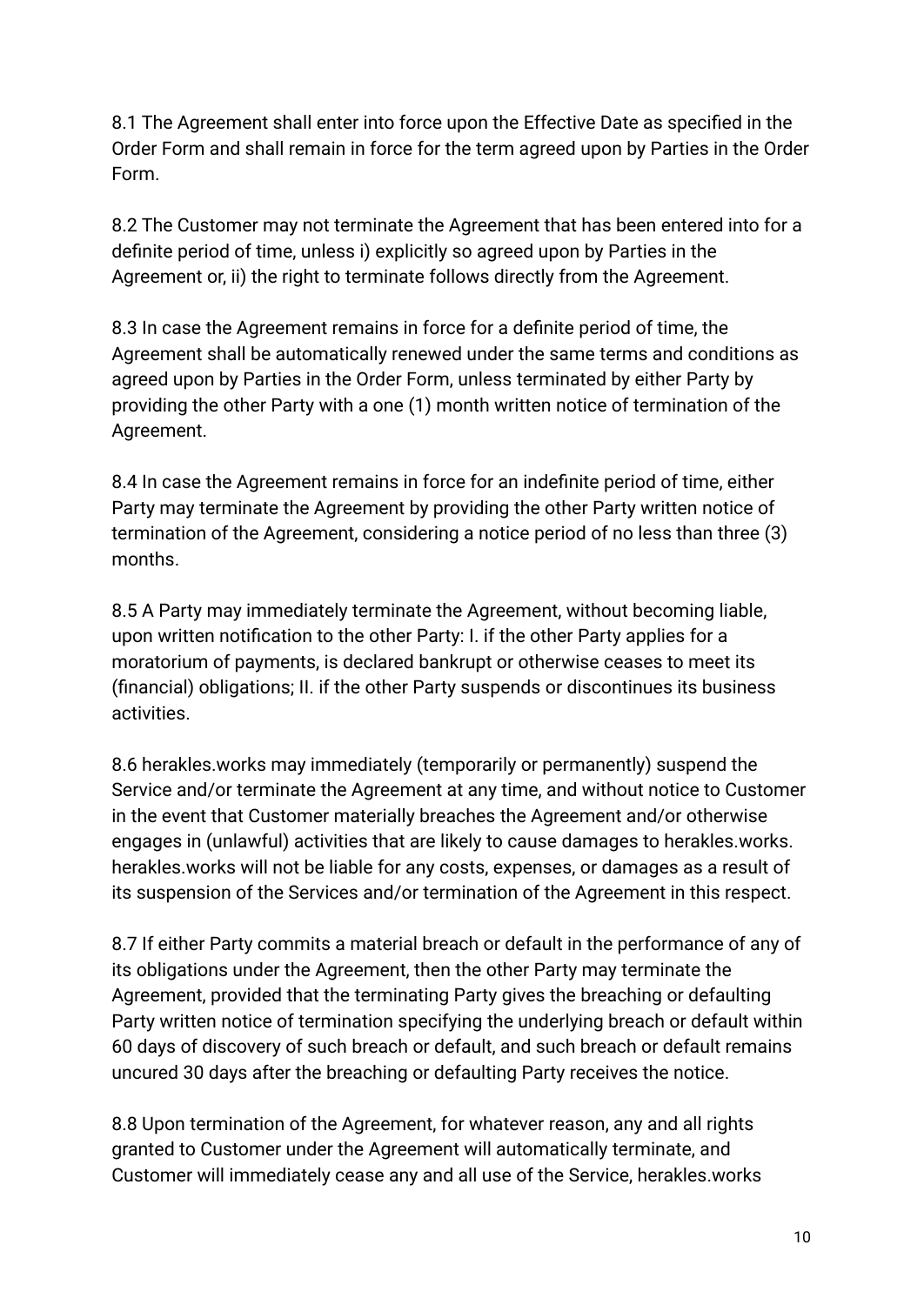8.1 The Agreement shall enter into force upon the Effective Date as specified in the Order Form and shall remain in force for the term agreed upon by Parties in the Order Form.

8.2 The Customer may not terminate the Agreement that has been entered into for a definite period of time, unless i) explicitly so agreed upon by Parties in the Agreement or, ii) the right to terminate follows directly from the Agreement.

8.3 In case the Agreement remains in force for a definite period of time, the Agreement shall be automatically renewed under the same terms and conditions as agreed upon by Parties in the Order Form, unless terminated by either Party by providing the other Party with a one (1) month written notice of termination of the Agreement.

8.4 In case the Agreement remains in force for an indefinite period of time, either Party may terminate the Agreement by providing the other Party written notice of termination of the Agreement, considering a notice period of no less than three (3) months.

8.5 A Party may immediately terminate the Agreement, without becoming liable, upon written notification to the other Party: I. if the other Party applies for a moratorium of payments, is declared bankrupt or otherwise ceases to meet its (financial) obligations; II. if the other Party suspends or discontinues its business activities.

8.6 herakles.works may immediately (temporarily or permanently) suspend the Service and/or terminate the Agreement at any time, and without notice to Customer in the event that Customer materially breaches the Agreement and/or otherwise engages in (unlawful) activities that are likely to cause damages to herakles.works. herakles.works will not be liable for any costs, expenses, or damages as a result of its suspension of the Services and/or termination of the Agreement in this respect.

8.7 If either Party commits a material breach or default in the performance of any of its obligations under the Agreement, then the other Party may terminate the Agreement, provided that the terminating Party gives the breaching or defaulting Party written notice of termination specifying the underlying breach or default within 60 days of discovery of such breach or default, and such breach or default remains uncured 30 days after the breaching or defaulting Party receives the notice.

8.8 Upon termination of the Agreement, for whatever reason, any and all rights granted to Customer under the Agreement will automatically terminate, and Customer will immediately cease any and all use of the Service, herakles.works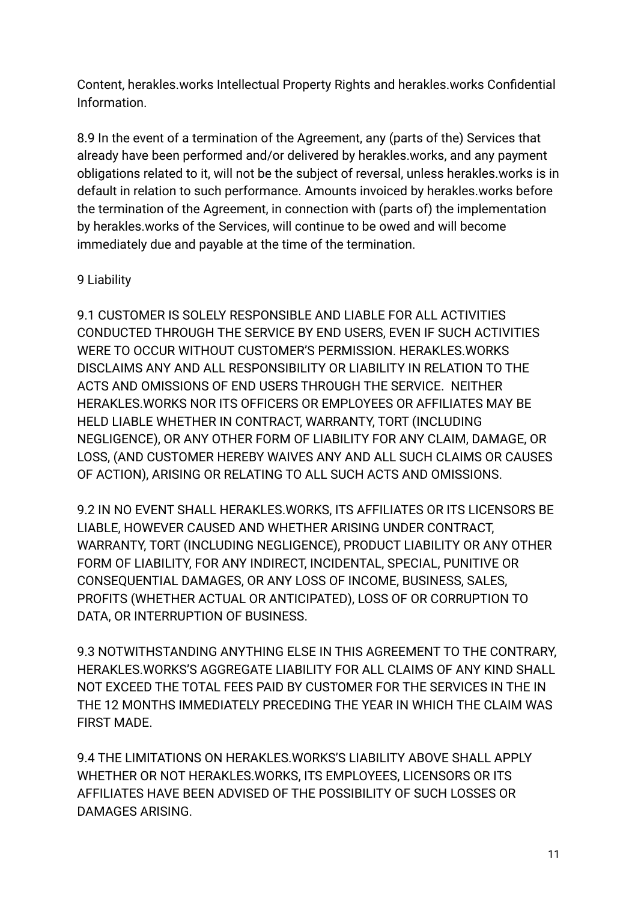Content, herakles.works Intellectual Property Rights and herakles.works Confidential Information.

8.9 In the event of a termination of the Agreement, any (parts of the) Services that already have been performed and/or delivered by herakles.works, and any payment obligations related to it, will not be the subject of reversal, unless herakles.works is in default in relation to such performance. Amounts invoiced by herakles.works before the termination of the Agreement, in connection with (parts of) the implementation by herakles.works of the Services, will continue to be owed and will become immediately due and payable at the time of the termination.

## 9 Liability

9.1 CUSTOMER IS SOLELY RESPONSIBLE AND LIABLE FOR ALL ACTIVITIES CONDUCTED THROUGH THE SERVICE BY END USERS, EVEN IF SUCH ACTIVITIES WERE TO OCCUR WITHOUT CUSTOMER'S PERMISSION. HERAKLES.WORKS DISCLAIMS ANY AND ALL RESPONSIBILITY OR LIABILITY IN RELATION TO THE ACTS AND OMISSIONS OF END USERS THROUGH THE SERVICE. NEITHER HERAKLES.WORKS NOR ITS OFFICERS OR EMPLOYEES OR AFFILIATES MAY BE HELD LIABLE WHETHER IN CONTRACT, WARRANTY, TORT (INCLUDING NEGLIGENCE), OR ANY OTHER FORM OF LIABILITY FOR ANY CLAIM, DAMAGE, OR LOSS, (AND CUSTOMER HEREBY WAIVES ANY AND ALL SUCH CLAIMS OR CAUSES OF ACTION), ARISING OR RELATING TO ALL SUCH ACTS AND OMISSIONS.

9.2 IN NO EVENT SHALL HERAKLES.WORKS, ITS AFFILIATES OR ITS LICENSORS BE LIABLE, HOWEVER CAUSED AND WHETHER ARISING UNDER CONTRACT, WARRANTY, TORT (INCLUDING NEGLIGENCE), PRODUCT LIABILITY OR ANY OTHER FORM OF LIABILITY, FOR ANY INDIRECT, INCIDENTAL, SPECIAL, PUNITIVE OR CONSEQUENTIAL DAMAGES, OR ANY LOSS OF INCOME, BUSINESS, SALES, PROFITS (WHETHER ACTUAL OR ANTICIPATED), LOSS OF OR CORRUPTION TO DATA, OR INTERRUPTION OF BUSINESS.

9.3 NOTWITHSTANDING ANYTHING ELSE IN THIS AGREEMENT TO THE CONTRARY, HERAKLES.WORKS'S AGGREGATE LIABILITY FOR ALL CLAIMS OF ANY KIND SHALL NOT EXCEED THE TOTAL FEES PAID BY CUSTOMER FOR THE SERVICES IN THE IN THE 12 MONTHS IMMEDIATELY PRECEDING THE YEAR IN WHICH THE CLAIM WAS FIRST MADE.

9.4 THE LIMITATIONS ON HERAKLES.WORKS'S LIABILITY ABOVE SHALL APPLY WHETHER OR NOT HERAKLES.WORKS, ITS EMPLOYEES, LICENSORS OR ITS AFFILIATES HAVE BEEN ADVISED OF THE POSSIBILITY OF SUCH LOSSES OR DAMAGES ARISING.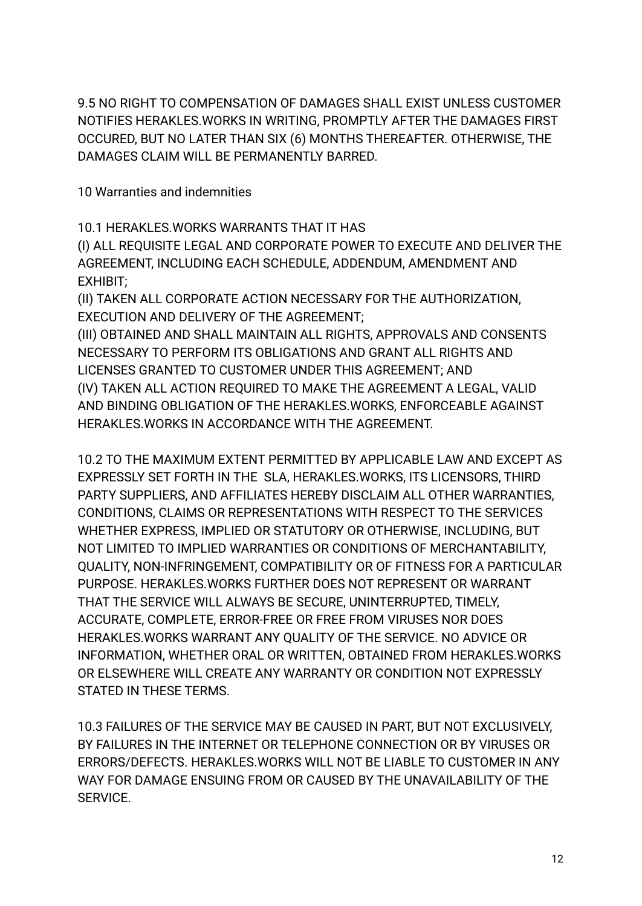9.5 NO RIGHT TO COMPENSATION OF DAMAGES SHALL EXIST UNLESS CUSTOMER NOTIFIES HERAKLES.WORKS IN WRITING, PROMPTLY AFTER THE DAMAGES FIRST OCCURED, BUT NO LATER THAN SIX (6) MONTHS THEREAFTER. OTHERWISE, THE DAMAGES CLAIM WILL BE PERMANENTLY BARRED.

## 10 Warranties and indemnities

10.1 HERAKLES.WORKS WARRANTS THAT IT HAS
(I) ALL REQUISITE LEGAL AND CORPORATE POWER TO EXECUTE AND DELIVER THE AGREEMENT, INCLUDING EACH SCHEDULE, ADDENDUM, AMENDMENT AND EXHIBIT;
(II) TAKEN ALL CORPORATE ACTION NECESSARY FOR THE AUTHORIZATION, EXECUTION AND DELIVERY OF THE AGREEMENT;
(III) OBTAINED AND SHALL MAINTAIN ALL RIGHTS, APPROVALS AND CONSENTS NECESSARY TO PERFORM ITS OBLIGATIONS AND GRANT ALL RIGHTS AND LICENSES GRANTED TO CUSTOMER UNDER THIS AGREEMENT; AND
(IV) TAKEN ALL ACTION REQUIRED TO MAKE THE AGREEMENT A LEGAL, VALID AND BINDING OBLIGATION OF THE HERAKLES.WORKS, ENFORCEABLE AGAINST HERAKLES.WORKS IN ACCORDANCE WITH THE AGREEMENT.

10.2 TO THE MAXIMUM EXTENT PERMITTED BY APPLICABLE LAW AND EXCEPT AS EXPRESSLY SET FORTH IN THE SLA, HERAKLES.WORKS, ITS LICENSORS, THIRD PARTY SUPPLIERS, AND AFFILIATES HEREBY DISCLAIM ALL OTHER WARRANTIES, CONDITIONS, CLAIMS OR REPRESENTATIONS WITH RESPECT TO THE SERVICES WHETHER EXPRESS, IMPLIED OR STATUTORY OR OTHERWISE, INCLUDING, BUT NOT LIMITED TO IMPLIED WARRANTIES OR CONDITIONS OF MERCHANTABILITY, QUALITY, NON-INFRINGEMENT, COMPATIBILITY OR OF FITNESS FOR A PARTICULAR PURPOSE. HERAKLES.WORKS FURTHER DOES NOT REPRESENT OR WARRANT THAT THE SERVICE WILL ALWAYS BE SECURE, UNINTERRUPTED, TIMELY, ACCURATE, COMPLETE, ERROR-FREE OR FREE FROM VIRUSES NOR DOES HERAKLES.WORKS WARRANT ANY QUALITY OF THE SERVICE. NO ADVICE OR INFORMATION, WHETHER ORAL OR WRITTEN, OBTAINED FROM HERAKLES.WORKS OR ELSEWHERE WILL CREATE ANY WARRANTY OR CONDITION NOT EXPRESSLY STATED IN THESE TERMS.

10.3 FAILURES OF THE SERVICE MAY BE CAUSED IN PART, BUT NOT EXCLUSIVELY, BY FAILURES IN THE INTERNET OR TELEPHONE CONNECTION OR BY VIRUSES OR ERRORS/DEFECTS. HERAKLES.WORKS WILL NOT BE LIABLE TO CUSTOMER IN ANY WAY FOR DAMAGE ENSUING FROM OR CAUSED BY THE UNAVAILABILITY OF THE SERVICE.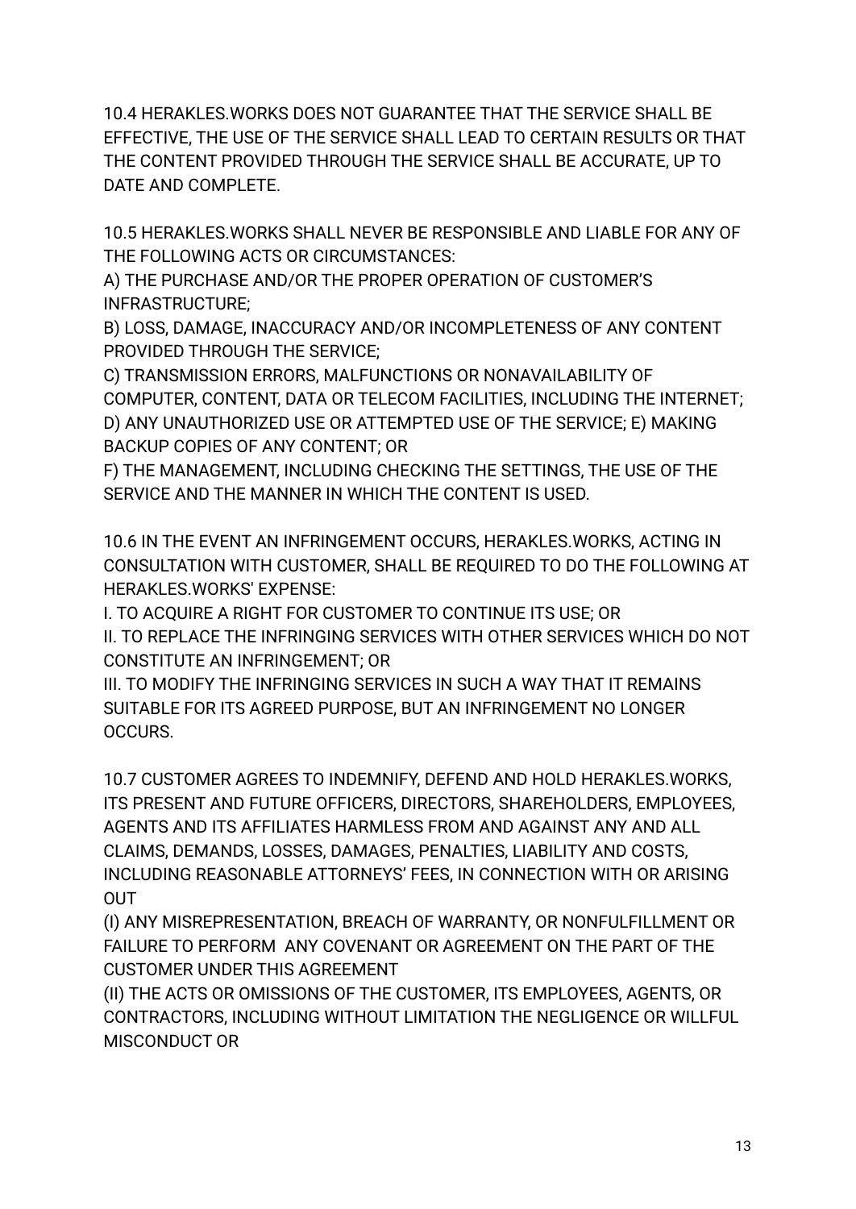10.4 HERAKLES.WORKS DOES NOT GUARANTEE THAT THE SERVICE SHALL BE EFFECTIVE, THE USE OF THE SERVICE SHALL LEAD TO CERTAIN RESULTS OR THAT THE CONTENT PROVIDED THROUGH THE SERVICE SHALL BE ACCURATE, UP TO DATE AND COMPLETE.

10.5 HERAKLES.WORKS SHALL NEVER BE RESPONSIBLE AND LIABLE FOR ANY OF THE FOLLOWING ACTS OR CIRCUMSTANCES:
A) THE PURCHASE AND/OR THE PROPER OPERATION OF CUSTOMER'S INFRASTRUCTURE;
B) LOSS, DAMAGE, INACCURACY AND/OR INCOMPLETENESS OF ANY CONTENT PROVIDED THROUGH THE SERVICE;
C) TRANSMISSION ERRORS, MALFUNCTIONS OR NONAVAILABILITY OF COMPUTER, CONTENT, DATA OR TELECOM FACILITIES, INCLUDING THE INTERNET;
D) ANY UNAUTHORIZED USE OR ATTEMPTED USE OF THE SERVICE; E) MAKING BACKUP COPIES OF ANY CONTENT; OR
F) THE MANAGEMENT, INCLUDING CHECKING THE SETTINGS, THE USE OF THE SERVICE AND THE MANNER IN WHICH THE CONTENT IS USED.

10.6 IN THE EVENT AN INFRINGEMENT OCCURS, HERAKLES.WORKS, ACTING IN CONSULTATION WITH CUSTOMER, SHALL BE REQUIRED TO DO THE FOLLOWING AT HERAKLES.WORKS' EXPENSE:
I. TO ACQUIRE A RIGHT FOR CUSTOMER TO CONTINUE ITS USE; OR
II. TO REPLACE THE INFRINGING SERVICES WITH OTHER SERVICES WHICH DO NOT CONSTITUTE AN INFRINGEMENT; OR
III. TO MODIFY THE INFRINGING SERVICES IN SUCH A WAY THAT IT REMAINS SUITABLE FOR ITS AGREED PURPOSE, BUT AN INFRINGEMENT NO LONGER OCCURS.

10.7 CUSTOMER AGREES TO INDEMNIFY, DEFEND AND HOLD HERAKLES.WORKS, ITS PRESENT AND FUTURE OFFICERS, DIRECTORS, SHAREHOLDERS, EMPLOYEES, AGENTS AND ITS AFFILIATES HARMLESS FROM AND AGAINST ANY AND ALL CLAIMS, DEMANDS, LOSSES, DAMAGES, PENALTIES, LIABILITY AND COSTS, INCLUDING REASONABLE ATTORNEYS' FEES, IN CONNECTION WITH OR ARISING OUT
(I) ANY MISREPRESENTATION, BREACH OF WARRANTY, OR NONFULFILLMENT OR FAILURE TO PERFORM ANY COVENANT OR AGREEMENT ON THE PART OF THE CUSTOMER UNDER THIS AGREEMENT
(II) THE ACTS OR OMISSIONS OF THE CUSTOMER, ITS EMPLOYEES, AGENTS, OR CONTRACTORS, INCLUDING WITHOUT LIMITATION THE NEGLIGENCE OR WILLFUL MISCONDUCT OR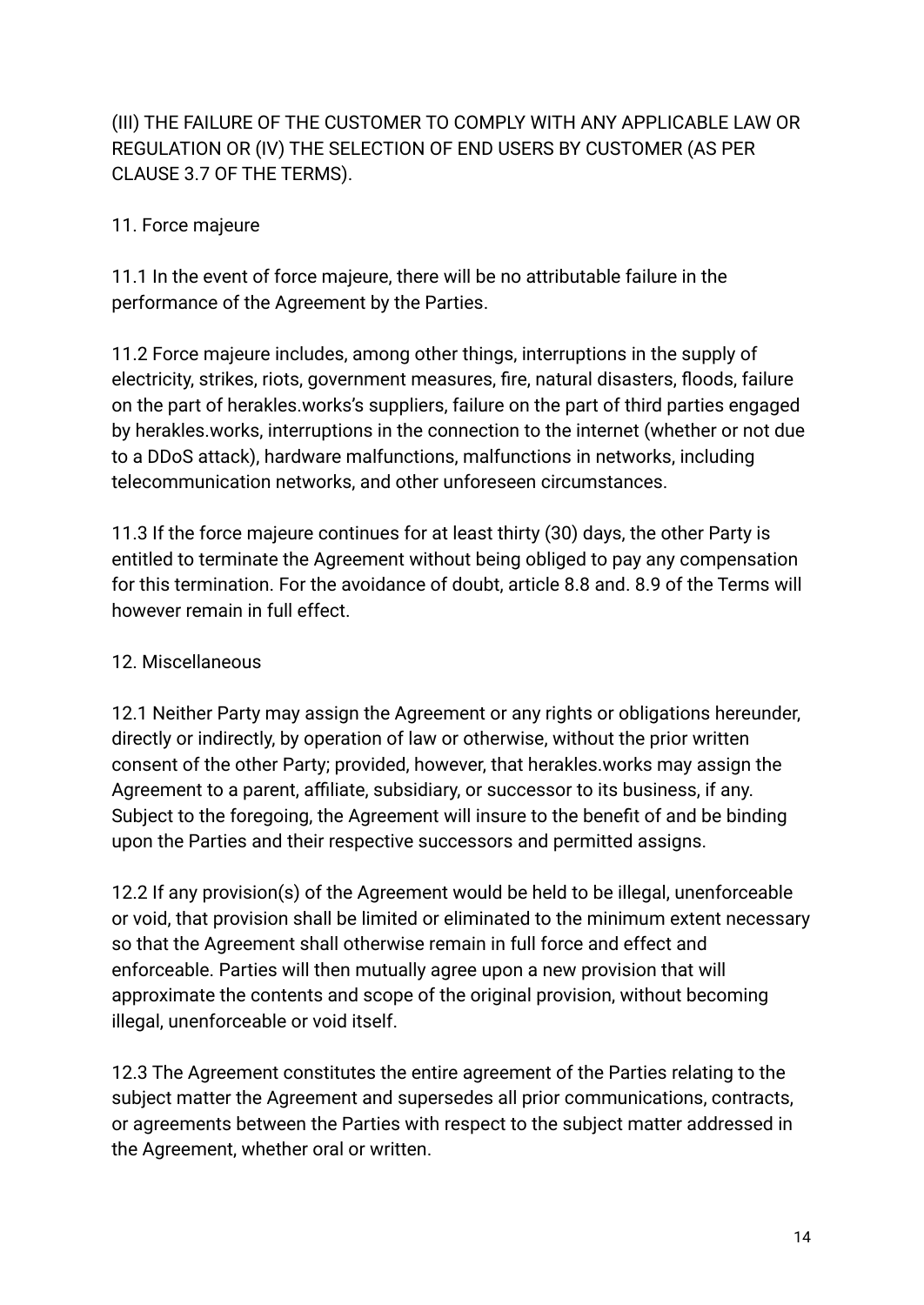(III) THE FAILURE OF THE CUSTOMER TO COMPLY WITH ANY APPLICABLE LAW OR REGULATION OR (IV) THE SELECTION OF END USERS BY CUSTOMER (AS PER CLAUSE 3.7 OF THE TERMS).

## 11. Force majeure

11.1 In the event of force majeure, there will be no attributable failure in the performance of the Agreement by the Parties.

11.2 Force majeure includes, among other things, interruptions in the supply of electricity, strikes, riots, government measures, fire, natural disasters, floods, failure on the part of herakles.works's suppliers, failure on the part of third parties engaged by herakles.works, interruptions in the connection to the internet (whether or not due to a DDoS attack), hardware malfunctions, malfunctions in networks, including telecommunication networks, and other unforeseen circumstances.

11.3 If the force majeure continues for at least thirty (30) days, the other Party is entitled to terminate the Agreement without being obliged to pay any compensation for this termination. For the avoidance of doubt, article 8.8 and. 8.9 of the Terms will however remain in full effect.

## 12. Miscellaneous

12.1 Neither Party may assign the Agreement or any rights or obligations hereunder, directly or indirectly, by operation of law or otherwise, without the prior written consent of the other Party; provided, however, that herakles.works may assign the Agreement to a parent, affiliate, subsidiary, or successor to its business, if any. Subject to the foregoing, the Agreement will insure to the benefit of and be binding upon the Parties and their respective successors and permitted assigns.

12.2 If any provision(s) of the Agreement would be held to be illegal, unenforceable or void, that provision shall be limited or eliminated to the minimum extent necessary so that the Agreement shall otherwise remain in full force and effect and enforceable. Parties will then mutually agree upon a new provision that will approximate the contents and scope of the original provision, without becoming illegal, unenforceable or void itself.

12.3 The Agreement constitutes the entire agreement of the Parties relating to the subject matter the Agreement and supersedes all prior communications, contracts, or agreements between the Parties with respect to the subject matter addressed in the Agreement, whether oral or written.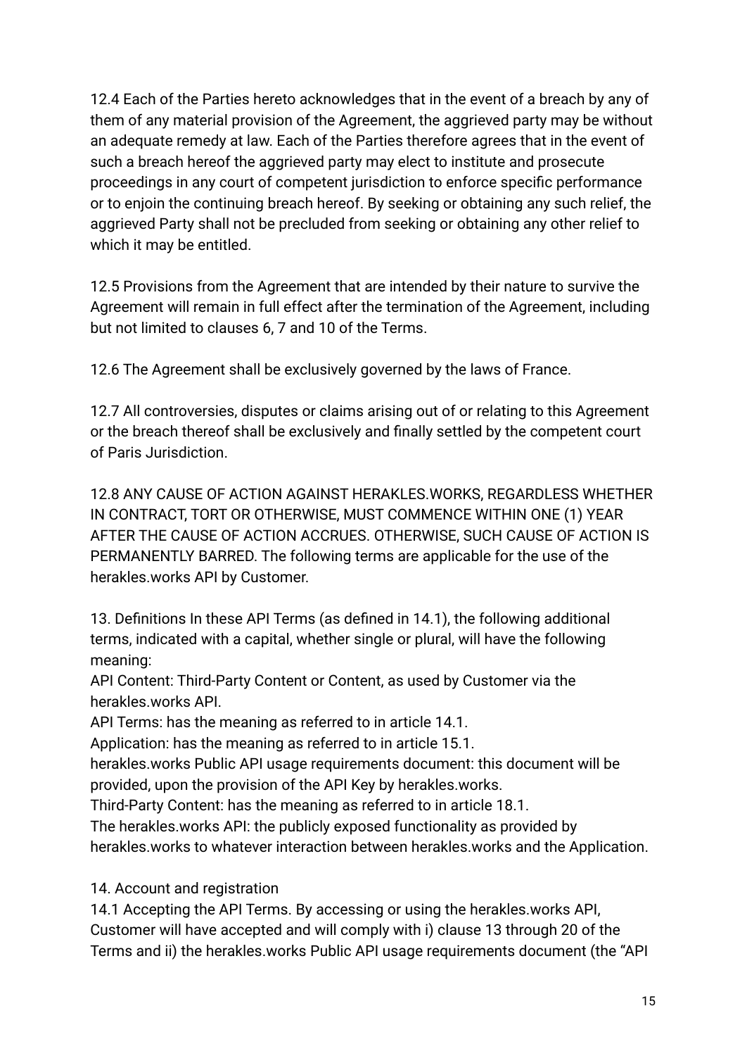12.4 Each of the Parties hereto acknowledges that in the event of a breach by any of them of any material provision of the Agreement, the aggrieved party may be without an adequate remedy at law. Each of the Parties therefore agrees that in the event of such a breach hereof the aggrieved party may elect to institute and prosecute proceedings in any court of competent jurisdiction to enforce specific performance or to enjoin the continuing breach hereof. By seeking or obtaining any such relief, the aggrieved Party shall not be precluded from seeking or obtaining any other relief to which it may be entitled.

12.5 Provisions from the Agreement that are intended by their nature to survive the Agreement will remain in full effect after the termination of the Agreement, including but not limited to clauses 6, 7 and 10 of the Terms.

12.6 The Agreement shall be exclusively governed by the laws of France.

12.7 All controversies, disputes or claims arising out of or relating to this Agreement or the breach thereof shall be exclusively and finally settled by the competent court of Paris Jurisdiction.

12.8 ANY CAUSE OF ACTION AGAINST HERAKLES.WORKS, REGARDLESS WHETHER IN CONTRACT, TORT OR OTHERWISE, MUST COMMENCE WITHIN ONE (1) YEAR AFTER THE CAUSE OF ACTION ACCRUES. OTHERWISE, SUCH CAUSE OF ACTION IS PERMANENTLY BARRED. The following terms are applicable for the use of the herakles.works API by Customer.

13. Definitions In these API Terms (as defined in 14.1), the following additional terms, indicated with a capital, whether single or plural, will have the following meaning:
API Content: Third-Party Content or Content, as used by Customer via the herakles.works API.
API Terms: has the meaning as referred to in article 14.1.
Application: has the meaning as referred to in article 15.1.
herakles.works Public API usage requirements document: this document will be provided, upon the provision of the API Key by herakles.works.
Third-Party Content: has the meaning as referred to in article 18.1.
The herakles.works API: the publicly exposed functionality as provided by herakles.works to whatever interaction between herakles.works and the Application.

14. Account and registration
14.1 Accepting the API Terms. By accessing or using the herakles.works API, Customer will have accepted and will comply with i) clause 13 through 20 of the Terms and ii) the herakles.works Public API usage requirements document (the "API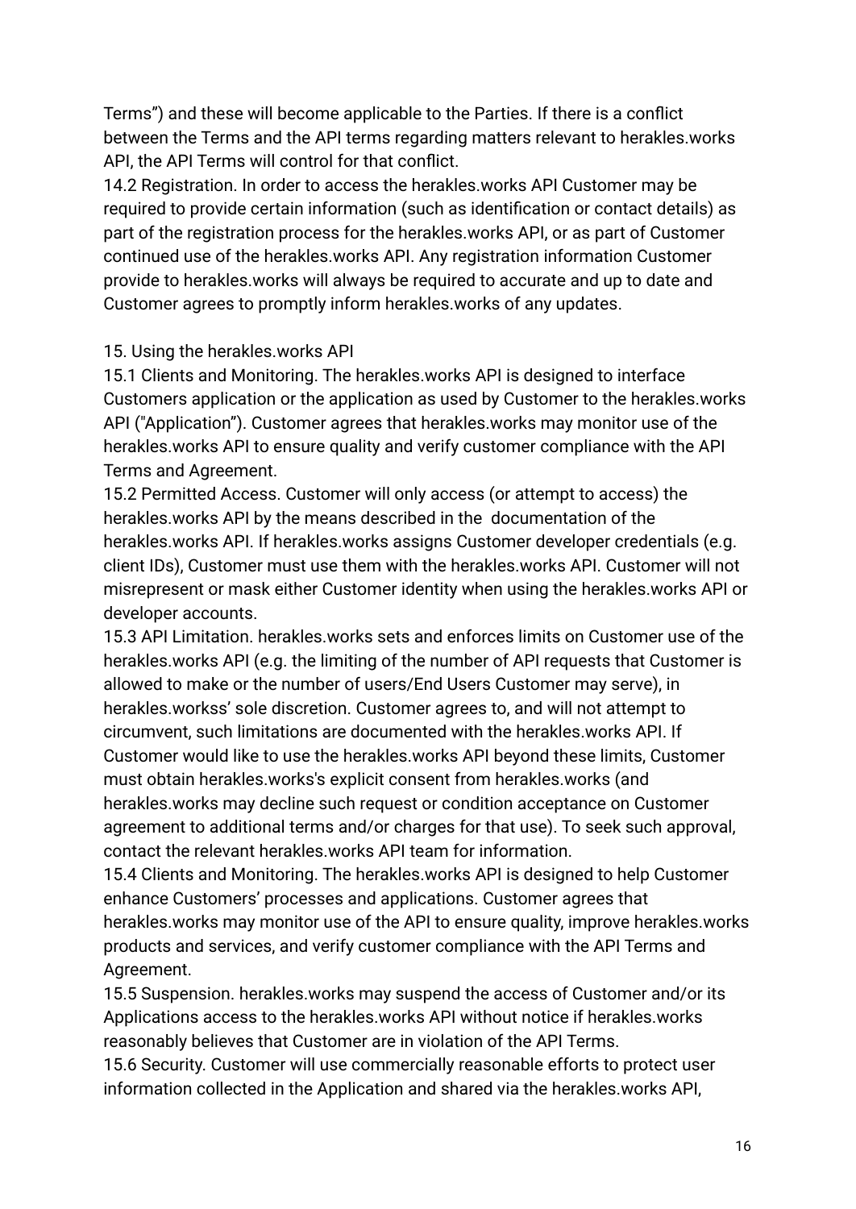Terms") and these will become applicable to the Parties. If there is a conflict between the Terms and the API terms regarding matters relevant to herakles.works API, the API Terms will control for that conflict.
14.2 Registration. In order to access the herakles.works API Customer may be required to provide certain information (such as identification or contact details) as part of the registration process for the herakles.works API, or as part of Customer continued use of the herakles.works API. Any registration information Customer provide to herakles.works will always be required to accurate and up to date and Customer agrees to promptly inform herakles.works of any updates.

15. Using the herakles.works API
15.1 Clients and Monitoring. The herakles.works API is designed to interface Customers application or the application as used by Customer to the herakles.works API ("Application"). Customer agrees that herakles.works may monitor use of the herakles.works API to ensure quality and verify customer compliance with the API Terms and Agreement.
15.2 Permitted Access. Customer will only access (or attempt to access) the herakles.works API by the means described in the documentation of the herakles.works API. If herakles.works assigns Customer developer credentials (e.g. client IDs), Customer must use them with the herakles.works API. Customer will not misrepresent or mask either Customer identity when using the herakles.works API or developer accounts.
15.3 API Limitation. herakles.works sets and enforces limits on Customer use of the herakles.works API (e.g. the limiting of the number of API requests that Customer is allowed to make or the number of users/End Users Customer may serve), in herakles.workss' sole discretion. Customer agrees to, and will not attempt to circumvent, such limitations are documented with the herakles.works API. If Customer would like to use the herakles.works API beyond these limits, Customer must obtain herakles.works's explicit consent from herakles.works (and herakles.works may decline such request or condition acceptance on Customer agreement to additional terms and/or charges for that use). To seek such approval, contact the relevant herakles.works API team for information.
15.4 Clients and Monitoring. The herakles.works API is designed to help Customer enhance Customers' processes and applications. Customer agrees that herakles.works may monitor use of the API to ensure quality, improve herakles.works products and services, and verify customer compliance with the API Terms and Agreement.
15.5 Suspension. herakles.works may suspend the access of Customer and/or its Applications access to the herakles.works API without notice if herakles.works reasonably believes that Customer are in violation of the API Terms.
15.6 Security. Customer will use commercially reasonable efforts to protect user information collected in the Application and shared via the herakles.works API,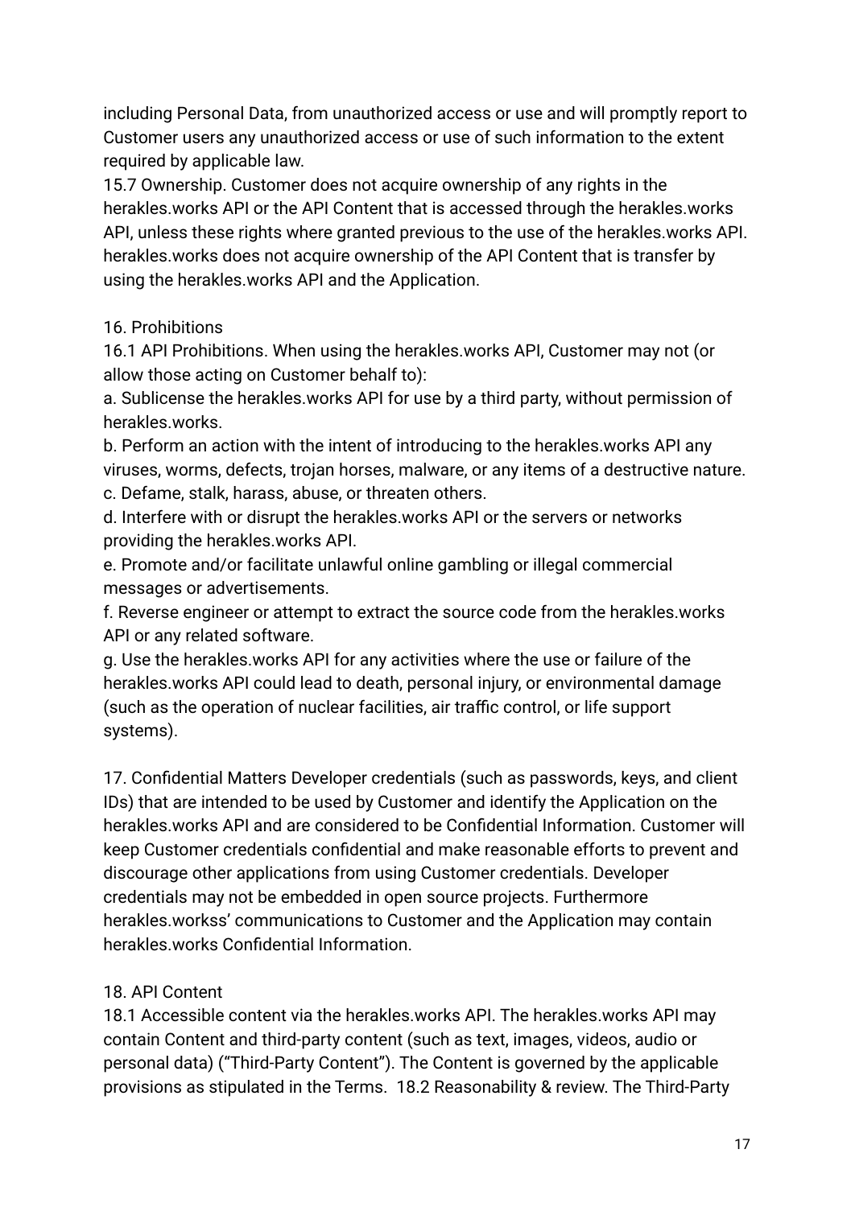including Personal Data, from unauthorized access or use and will promptly report to Customer users any unauthorized access or use of such information to the extent required by applicable law.

15.7 Ownership. Customer does not acquire ownership of any rights in the herakles.works API or the API Content that is accessed through the herakles.works API, unless these rights where granted previous to the use of the herakles.works API. herakles.works does not acquire ownership of the API Content that is transfer by using the herakles.works API and the Application.

16. Prohibitions

16.1 API Prohibitions. When using the herakles.works API, Customer may not (or allow those acting on Customer behalf to):

a. Sublicense the herakles.works API for use by a third party, without permission of herakles.works.

b. Perform an action with the intent of introducing to the herakles.works API any viruses, worms, defects, trojan horses, malware, or any items of a destructive nature.

c. Defame, stalk, harass, abuse, or threaten others.

d. Interfere with or disrupt the herakles.works API or the servers or networks providing the herakles.works API.

e. Promote and/or facilitate unlawful online gambling or illegal commercial messages or advertisements.

f. Reverse engineer or attempt to extract the source code from the herakles.works API or any related software.

g. Use the herakles.works API for any activities where the use or failure of the herakles.works API could lead to death, personal injury, or environmental damage (such as the operation of nuclear facilities, air traffic control, or life support systems).

17. Confidential Matters Developer credentials (such as passwords, keys, and client IDs) that are intended to be used by Customer and identify the Application on the herakles.works API and are considered to be Confidential Information. Customer will keep Customer credentials confidential and make reasonable efforts to prevent and discourage other applications from using Customer credentials. Developer credentials may not be embedded in open source projects. Furthermore herakles.workss' communications to Customer and the Application may contain herakles.works Confidential Information.

18. API Content

18.1 Accessible content via the herakles.works API. The herakles.works API may contain Content and third-party content (such as text, images, videos, audio or personal data) ("Third-Party Content"). The Content is governed by the applicable provisions as stipulated in the Terms. 18.2 Reasonability & review. The Third-Party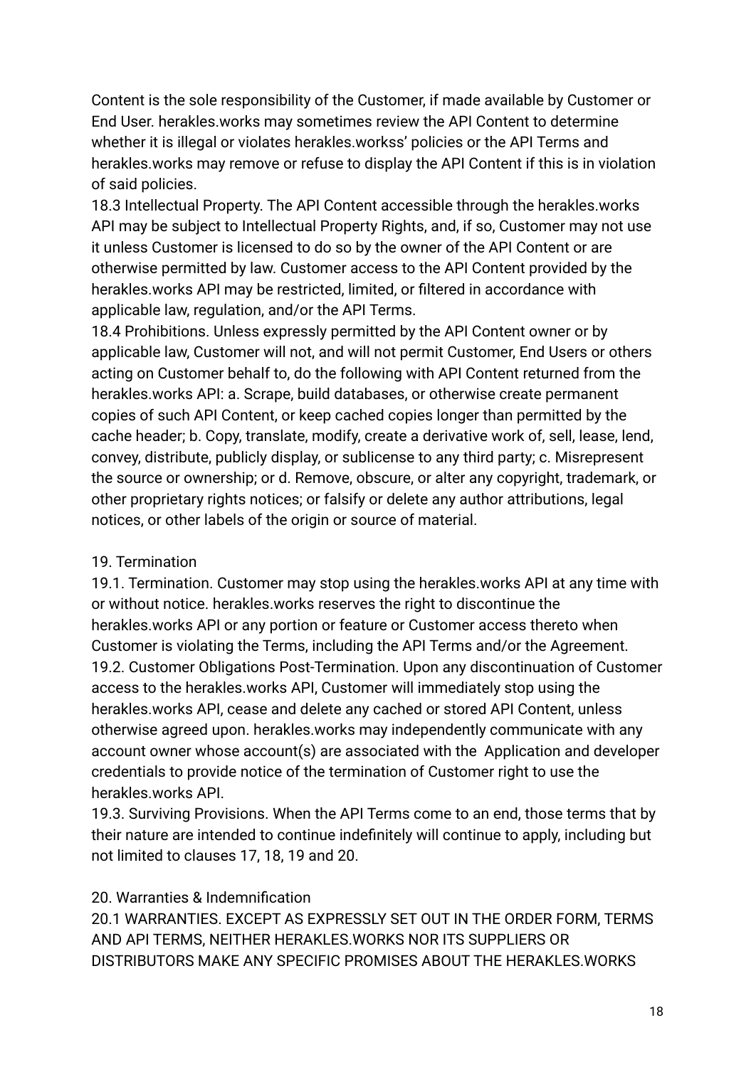Content is the sole responsibility of the Customer, if made available by Customer or End User. herakles.works may sometimes review the API Content to determine whether it is illegal or violates herakles.workss' policies or the API Terms and herakles.works may remove or refuse to display the API Content if this is in violation of said policies.

18.3 Intellectual Property. The API Content accessible through the herakles.works API may be subject to Intellectual Property Rights, and, if so, Customer may not use it unless Customer is licensed to do so by the owner of the API Content or are otherwise permitted by law. Customer access to the API Content provided by the herakles.works API may be restricted, limited, or filtered in accordance with applicable law, regulation, and/or the API Terms.

18.4 Prohibitions. Unless expressly permitted by the API Content owner or by applicable law, Customer will not, and will not permit Customer, End Users or others acting on Customer behalf to, do the following with API Content returned from the herakles.works API: a. Scrape, build databases, or otherwise create permanent copies of such API Content, or keep cached copies longer than permitted by the cache header; b. Copy, translate, modify, create a derivative work of, sell, lease, lend, convey, distribute, publicly display, or sublicense to any third party; c. Misrepresent the source or ownership; or d. Remove, obscure, or alter any copyright, trademark, or other proprietary rights notices; or falsify or delete any author attributions, legal notices, or other labels of the origin or source of material.

## 19. Termination

19.1. Termination. Customer may stop using the herakles.works API at any time with or without notice. herakles.works reserves the right to discontinue the herakles.works API or any portion or feature or Customer access thereto when Customer is violating the Terms, including the API Terms and/or the Agreement.

19.2. Customer Obligations Post-Termination. Upon any discontinuation of Customer access to the herakles.works API, Customer will immediately stop using the herakles.works API, cease and delete any cached or stored API Content, unless otherwise agreed upon. herakles.works may independently communicate with any account owner whose account(s) are associated with the Application and developer credentials to provide notice of the termination of Customer right to use the herakles.works API.

19.3. Surviving Provisions. When the API Terms come to an end, those terms that by their nature are intended to continue indefinitely will continue to apply, including but not limited to clauses 17, 18, 19 and 20.

## 20. Warranties & Indemnification

20.1 WARRANTIES. EXCEPT AS EXPRESSLY SET OUT IN THE ORDER FORM, TERMS AND API TERMS, NEITHER HERAKLES.WORKS NOR ITS SUPPLIERS OR DISTRIBUTORS MAKE ANY SPECIFIC PROMISES ABOUT THE HERAKLES.WORKS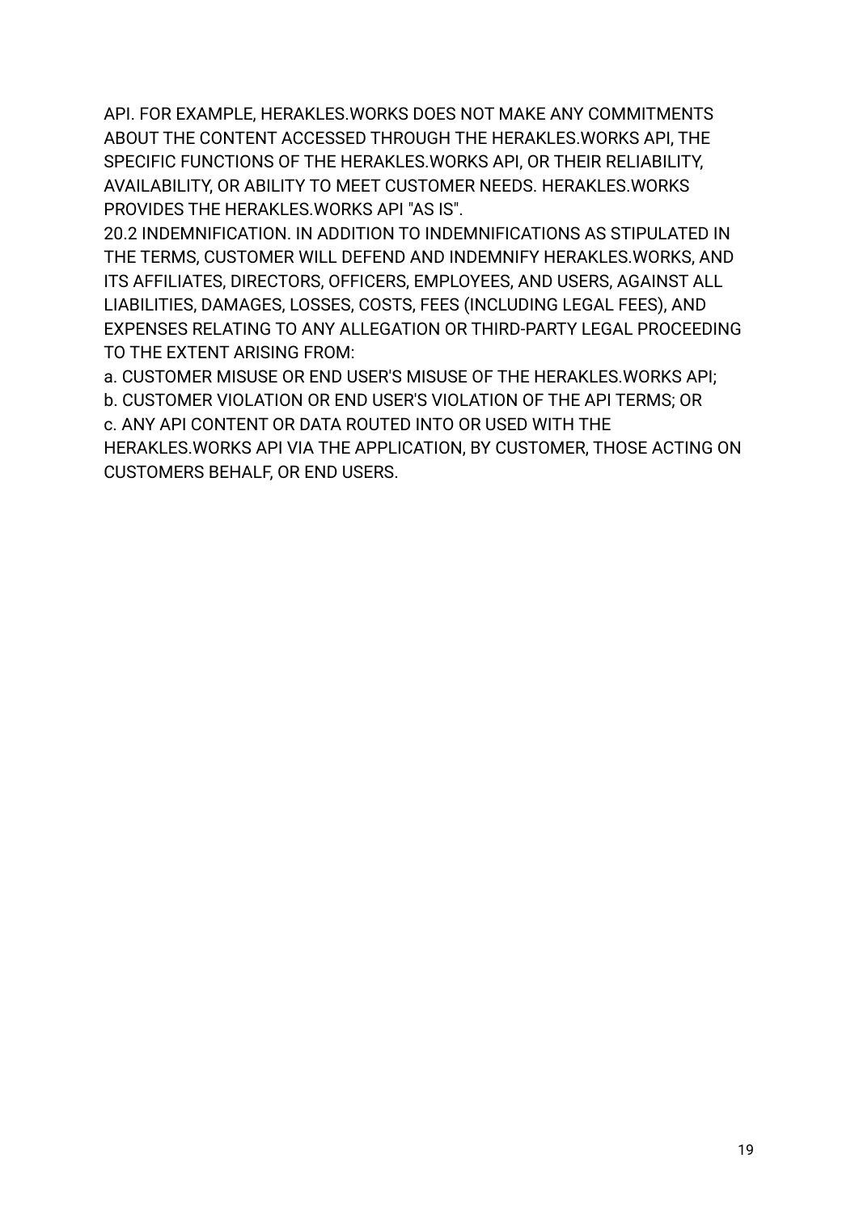API. FOR EXAMPLE, HERAKLES.WORKS DOES NOT MAKE ANY COMMITMENTS ABOUT THE CONTENT ACCESSED THROUGH THE HERAKLES.WORKS API, THE SPECIFIC FUNCTIONS OF THE HERAKLES.WORKS API, OR THEIR RELIABILITY, AVAILABILITY, OR ABILITY TO MEET CUSTOMER NEEDS. HERAKLES.WORKS PROVIDES THE HERAKLES.WORKS API "AS IS".

20.2 INDEMNIFICATION. IN ADDITION TO INDEMNIFICATIONS AS STIPULATED IN THE TERMS, CUSTOMER WILL DEFEND AND INDEMNIFY HERAKLES.WORKS, AND ITS AFFILIATES, DIRECTORS, OFFICERS, EMPLOYEES, AND USERS, AGAINST ALL LIABILITIES, DAMAGES, LOSSES, COSTS, FEES (INCLUDING LEGAL FEES), AND EXPENSES RELATING TO ANY ALLEGATION OR THIRD-PARTY LEGAL PROCEEDING TO THE EXTENT ARISING FROM:

a. CUSTOMER MISUSE OR END USER'S MISUSE OF THE HERAKLES.WORKS API;
b. CUSTOMER VIOLATION OR END USER'S VIOLATION OF THE API TERMS; OR
c. ANY API CONTENT OR DATA ROUTED INTO OR USED WITH THE HERAKLES.WORKS API VIA THE APPLICATION, BY CUSTOMER, THOSE ACTING ON CUSTOMERS BEHALF, OR END USERS.